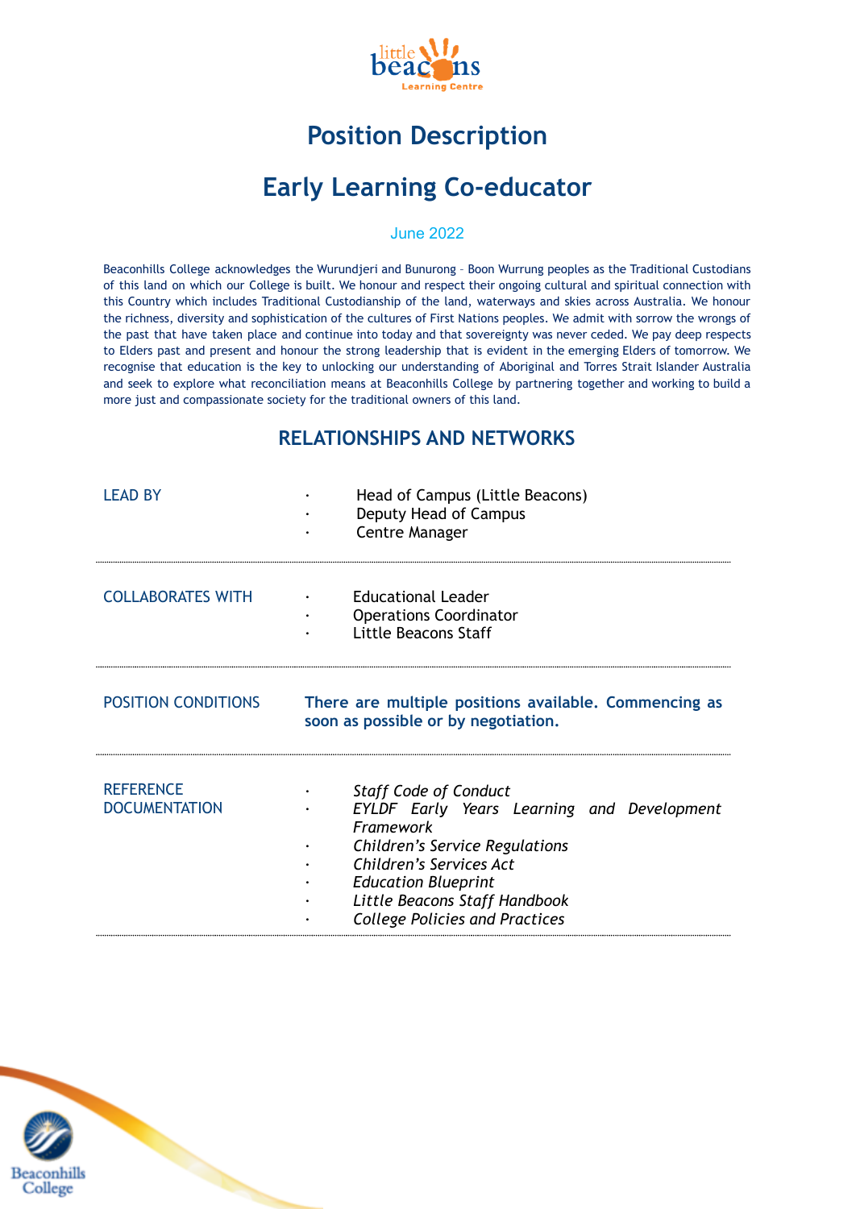# Position Description

# Early Learning Co-educator

June 2022

Beaconhills College acknowledges the Wurundjeri and Bunurong – Boon Wurrung peoples as the Traditional Custodians of this land on which our College is built. We honour and respect their ongoing cultural and spiritual connection with this Country which includes Traditional Custodianship of the land, waterways and skies across Australia. We honour the richness, diversity and sophistication of the cultures of First Nations peoples. We admit with sorrow the wrongs of the past that have taken place and continue into today and that sovereignty was never ceded. We pay deep respects to Elders past and present and honour the strong leadership that is evident in the emerging Elders of tomorrow. We recognise that education is the key to unlocking our understanding of Aboriginal and Torres Strait Islander Australia and seek to explore what reconciliation means at Beaconhills College by partnering together and working to build a more just and compassionate society for the traditional owners of this land.

## RELATIONSHIPS AND NETWORKS

| | |
|---|---|
| LEAD BY | • Head of Campus (Little Beacons)<br>• Deputy Head of Campus<br>• Centre Manager |
| COLLABORATES WITH | • Educational Leader<br>• Operations Coordinator<br>• Little Beacons Staff |
| POSITION CONDITIONS | **There are multiple positions available. Commencing as soon as possible or by negotiation.** |
| REFERENCE DOCUMENTATION | • *Staff Code of Conduct*<br>• *EYLDF Early Years Learning and Development Framework*<br>• *Children's Service Regulations*<br>• *Children's Services Act*<br>• *Education Blueprint*<br>• *Little Beacons Staff Handbook*<br>• *College Policies and Practices* |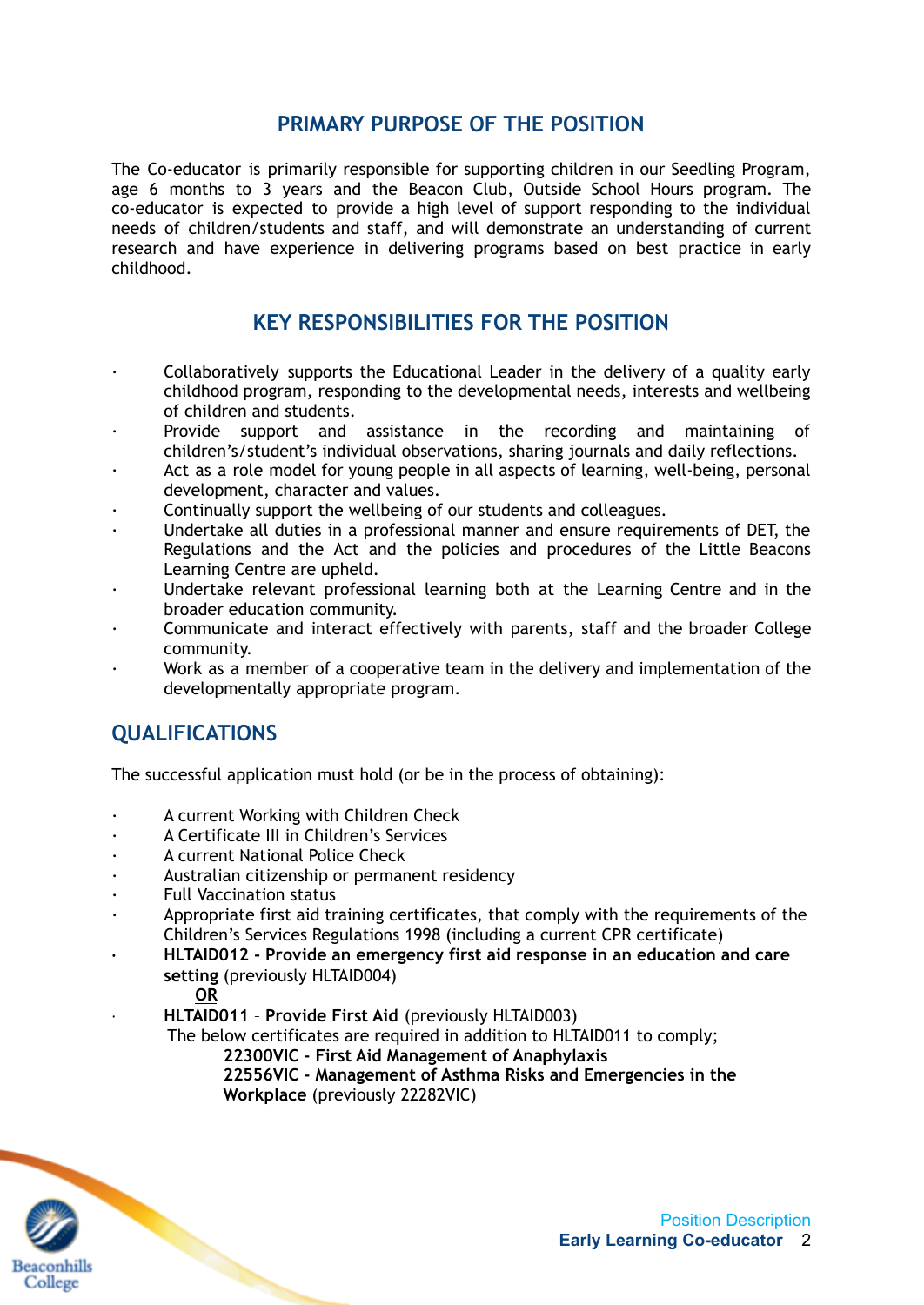## PRIMARY PURPOSE OF THE POSITION

The Co-educator is primarily responsible for supporting children in our Seedling Program, age 6 months to 3 years and the Beacon Club, Outside School Hours program. The co-educator is expected to provide a high level of support responding to the individual needs of children/students and staff, and will demonstrate an understanding of current research and have experience in delivering programs based on best practice in early childhood.

## KEY RESPONSIBILITIES FOR THE POSITION

- Collaboratively supports the Educational Leader in the delivery of a quality early childhood program, responding to the developmental needs, interests and wellbeing of children and students.
- Provide support and assistance in the recording and maintaining of children's/student's individual observations, sharing journals and daily reflections.
- Act as a role model for young people in all aspects of learning, well-being, personal development, character and values.
- Continually support the wellbeing of our students and colleagues.
- Undertake all duties in a professional manner and ensure requirements of DET, the Regulations and the Act and the policies and procedures of the Little Beacons Learning Centre are upheld.
- Undertake relevant professional learning both at the Learning Centre and in the broader education community.
- Communicate and interact effectively with parents, staff and the broader College community.
- Work as a member of a cooperative team in the delivery and implementation of the developmentally appropriate program.

## QUALIFICATIONS

The successful application must hold (or be in the process of obtaining):

- A current Working with Children Check
- A Certificate III in Children's Services
- A current National Police Check
- Australian citizenship or permanent residency
- Full Vaccination status
- Appropriate first aid training certificates, that comply with the requirements of the Children's Services Regulations 1998 (including a current CPR certificate)
- **HLTAID012 - Provide an emergency first aid response in an education and care setting** (previously HLTAID004)

  **OR**
- **HLTAID011** – **Provide First Aid** (previously HLTAID003)

  The below certificates are required in addition to HLTAID011 to comply;

  **22300VIC - First Aid Management of Anaphylaxis**

  **22556VIC - Management of Asthma Risks and Emergencies in the Workplace** (previously 22282VIC)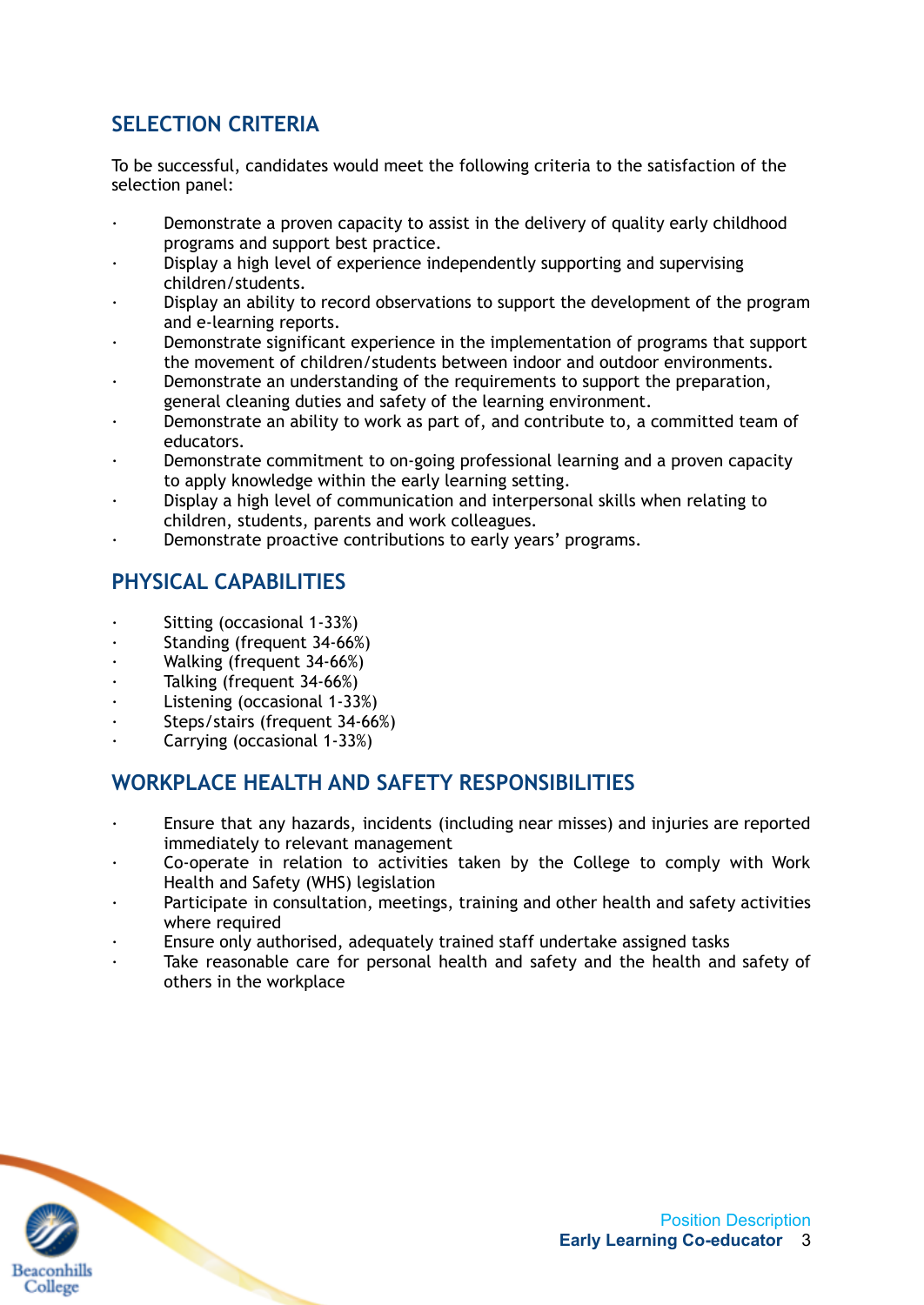## SELECTION CRITERIA

To be successful, candidates would meet the following criteria to the satisfaction of the selection panel:

- Demonstrate a proven capacity to assist in the delivery of quality early childhood programs and support best practice.
- Display a high level of experience independently supporting and supervising children/students.
- Display an ability to record observations to support the development of the program and e-learning reports.
- Demonstrate significant experience in the implementation of programs that support the movement of children/students between indoor and outdoor environments.
- Demonstrate an understanding of the requirements to support the preparation, general cleaning duties and safety of the learning environment.
- Demonstrate an ability to work as part of, and contribute to, a committed team of educators.
- Demonstrate commitment to on-going professional learning and a proven capacity to apply knowledge within the early learning setting.
- Display a high level of communication and interpersonal skills when relating to children, students, parents and work colleagues.
- Demonstrate proactive contributions to early years' programs.

## PHYSICAL CAPABILITIES

- Sitting (occasional 1-33%)
- Standing (frequent 34-66%)
- Walking (frequent 34-66%)
- Talking (frequent 34-66%)
- Listening (occasional 1-33%)
- Steps/stairs (frequent 34-66%)
- Carrying (occasional 1-33%)

## WORKPLACE HEALTH AND SAFETY RESPONSIBILITIES

- Ensure that any hazards, incidents (including near misses) and injuries are reported immediately to relevant management
- Co-operate in relation to activities taken by the College to comply with Work Health and Safety (WHS) legislation
- Participate in consultation, meetings, training and other health and safety activities where required
- Ensure only authorised, adequately trained staff undertake assigned tasks
- Take reasonable care for personal health and safety and the health and safety of others in the workplace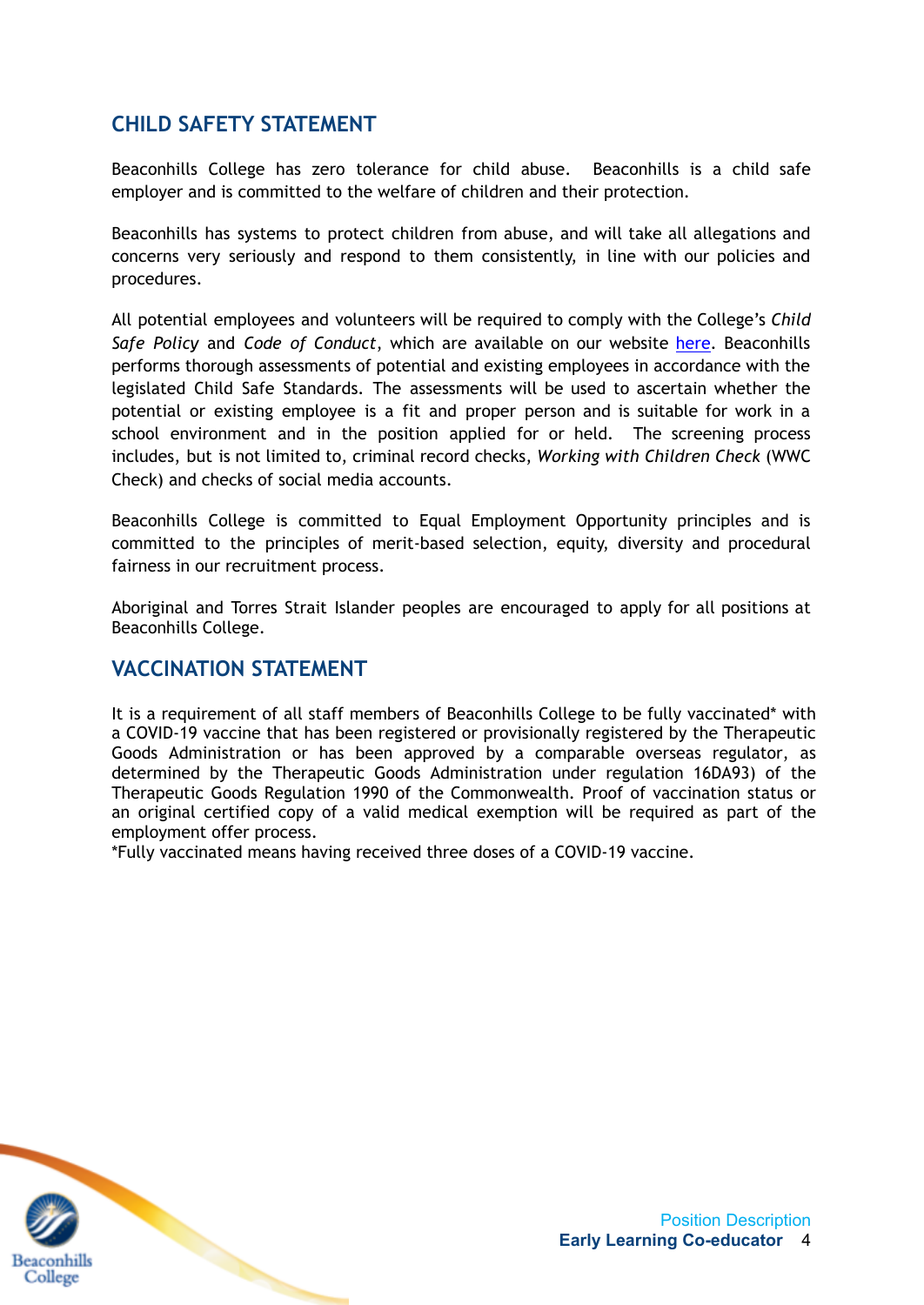## CHILD SAFETY STATEMENT

Beaconhills College has zero tolerance for child abuse. Beaconhills is a child safe employer and is committed to the welfare of children and their protection.

Beaconhills has systems to protect children from abuse, and will take all allegations and concerns very seriously and respond to them consistently, in line with our policies and procedures.

All potential employees and volunteers will be required to comply with the College's *Child Safe Policy* and *Code of Conduct*, which are available on our website here. Beaconhills performs thorough assessments of potential and existing employees in accordance with the legislated Child Safe Standards. The assessments will be used to ascertain whether the potential or existing employee is a fit and proper person and is suitable for work in a school environment and in the position applied for or held. The screening process includes, but is not limited to, criminal record checks, *Working with Children Check* (WWC Check) and checks of social media accounts.

Beaconhills College is committed to Equal Employment Opportunity principles and is committed to the principles of merit-based selection, equity, diversity and procedural fairness in our recruitment process.

Aboriginal and Torres Strait Islander peoples are encouraged to apply for all positions at Beaconhills College.

## VACCINATION STATEMENT

It is a requirement of all staff members of Beaconhills College to be fully vaccinated* with a COVID-19 vaccine that has been registered or provisionally registered by the Therapeutic Goods Administration or has been approved by a comparable overseas regulator, as determined by the Therapeutic Goods Administration under regulation 16DA93) of the Therapeutic Goods Regulation 1990 of the Commonwealth. Proof of vaccination status or an original certified copy of a valid medical exemption will be required as part of the employment offer process.

*Fully vaccinated means having received three doses of a COVID-19 vaccine.